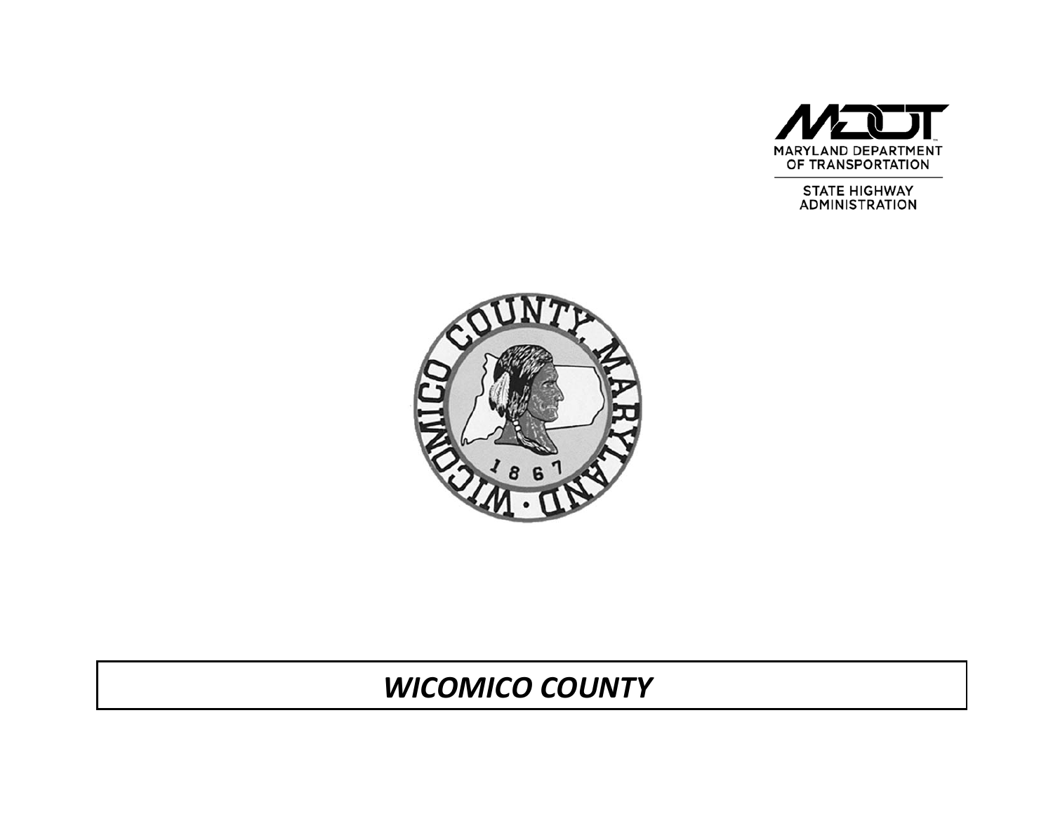MARYLAND DEPARTMENT OF TRANSPORTATION

STATE HIGHWAY ADMINISTRATION

# *WICOMICO COUNTY*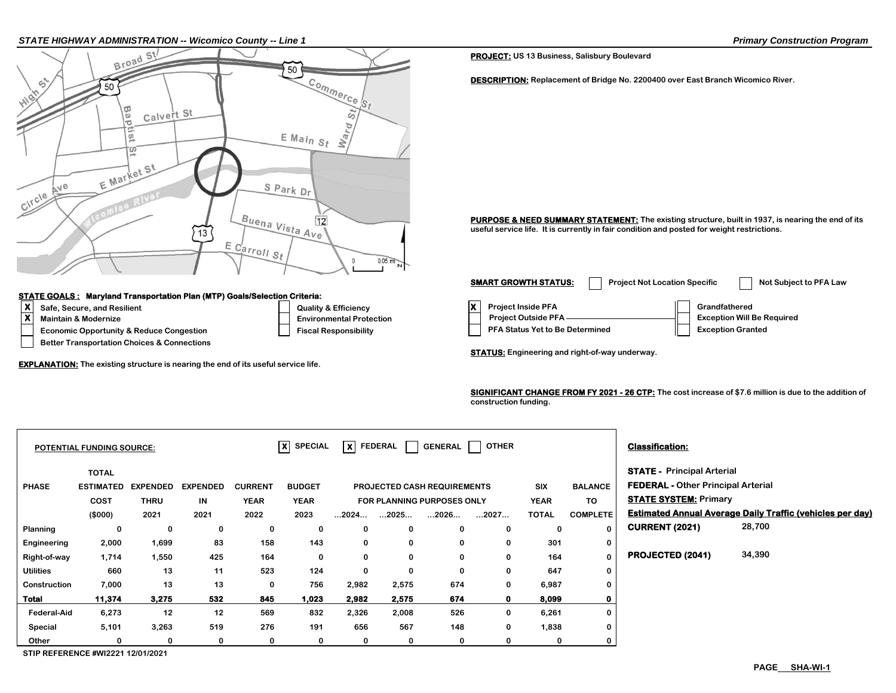STATE HIGHWAY ADMINISTRATION -- *Wicomico County -- Line 1* | *Primary Construction Program*

**PROJECT:** US 13 Business, Salisbury Boulevard

**DESCRIPTION:** Replacement of Bridge No. 2200400 over East Branch Wicomico River.

**PURPOSE & NEED SUMMARY STATEMENT:** The existing structure, built in 1937, is nearing the end of its useful service life. It is currently in fair condition and posted for weight restrictions.

**SMART GROWTH STATUS:**

- [ ] Project Not Location Specific
- [ ] Not Subject to PFA Law
- [X] Project Inside PFA
- [ ] Project Outside PFA
- [ ] PFA Status Yet to Be Determined
- [ ] Grandfathered
- [ ] Exception Will Be Required
- [ ] Exception Granted

**STATE GOALS : Maryland Transportation Plan (MTP) Goals/Selection Criteria:**

- [X] Safe, Secure, and Resilient
- [X] Maintain & Modernize
- [ ] Economic Opportunity & Reduce Congestion
- [ ] Better Transportation Choices & Connections
- [ ] Quality & Efficiency
- [ ] Environmental Protection
- [ ] Fiscal Responsibility

**EXPLANATION:** The existing structure is nearing the end of its useful service life.

**STATUS:** Engineering and right-of-way underway.

**SIGNIFICANT CHANGE FROM FY 2021 - 26 CTP:** The cost increase of $7.6 million is due to the addition of construction funding.

**POTENTIAL FUNDING SOURCE:** [X] SPECIAL [X] FEDERAL [ ] GENERAL [ ] OTHER

| PHASE | TOTAL ESTIMATED COST ($000) | EXPENDED THRU 2021 | EXPENDED IN 2021 | CURRENT YEAR 2022 | BUDGET YEAR 2023 | PROJECTED CASH REQUIREMENTS FOR PLANNING PURPOSES ONLY ...2024... | ...2025... | ...2026... | ...2027... | SIX YEAR TOTAL | BALANCE TO COMPLETE |
|---|---|---|---|---|---|---|---|---|---|---|---|
| Planning | 0 | 0 | 0 | 0 | 0 | 0 | 0 | 0 | 0 | 0 | 0 |
| Engineering | 2,000 | 1,699 | 83 | 158 | 143 | 0 | 0 | 0 | 0 | 301 | 0 |
| Right-of-way | 1,714 | 1,550 | 425 | 164 | 0 | 0 | 0 | 0 | 0 | 164 | 0 |
| Utilities | 660 | 13 | 11 | 523 | 124 | 0 | 0 | 0 | 0 | 647 | 0 |
| Construction | 7,000 | 13 | 13 | 0 | 756 | 2,982 | 2,575 | 674 | 0 | 6,987 | 0 |
| **Total** | **11,374** | **3,275** | **532** | **845** | **1,023** | **2,982** | **2,575** | **674** | **0** | **8,099** | **0** |
| Federal-Aid | 6,273 | 12 | 12 | 569 | 832 | 2,326 | 2,008 | 526 | 0 | 6,261 | 0 |
| Special | 5,101 | 3,263 | 519 | 276 | 191 | 656 | 567 | 148 | 0 | 1,838 | 0 |
| Other | 0 | 0 | 0 | 0 | 0 | 0 | 0 | 0 | 0 | 0 | 0 |

STIP REFERENCE #WI2221 12/01/2021

**Classification:**

**STATE -** Principal Arterial

**FEDERAL -** Other Principal Arterial

**STATE SYSTEM:** Primary

**Estimated Annual Average Daily Traffic (vehicles per day)**

| | |
|---|---|
| **CURRENT (2021)** | 28,700 |
| **PROJECTED (2041)** | 34,390 |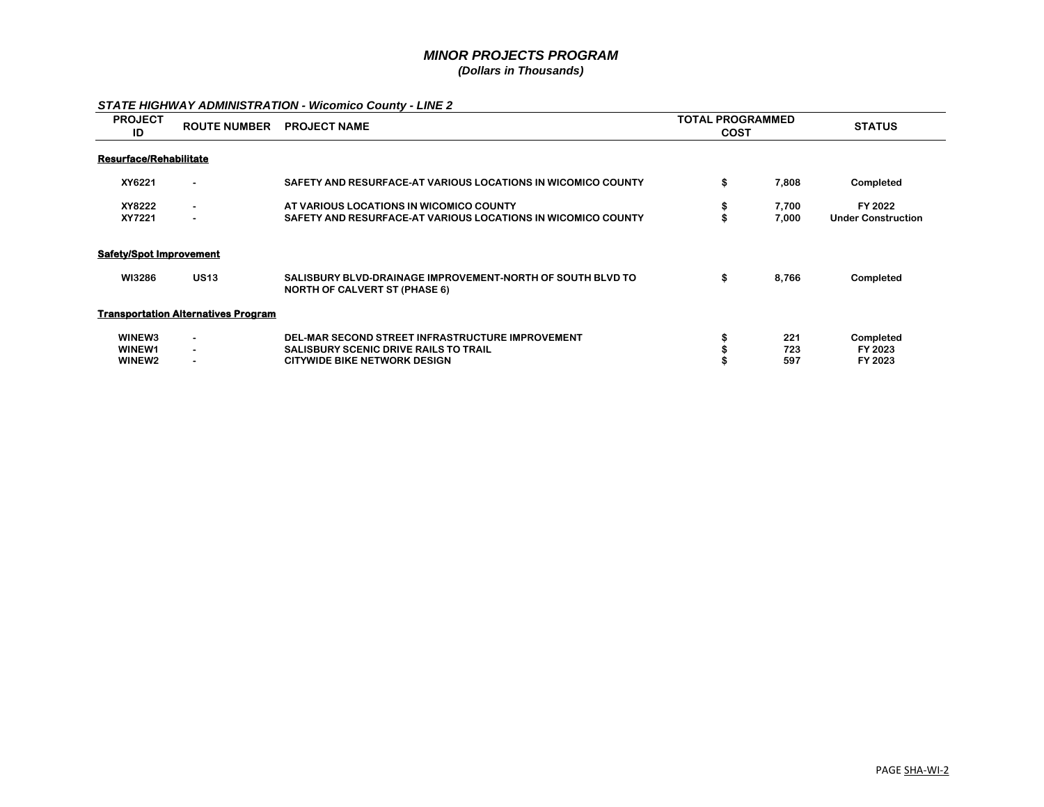# *MINOR PROJECTS PROGRAM*
## *(Dollars in Thousands)*

***STATE HIGHWAY ADMINISTRATION - Wicomico County - LINE 2***

| PROJECT ID | ROUTE NUMBER | PROJECT NAME | TOTAL PROGRAMMED COST | STATUS |
|---|---|---|---|---|
| **Resurface/Rehabilitate** | | | | |
| XY6221 | - | SAFETY AND RESURFACE-AT VARIOUS LOCATIONS IN WICOMICO COUNTY | $ 7,808 | Completed |
| XY8222 | - | AT VARIOUS LOCATIONS IN WICOMICO COUNTY | $ 7,700 | FY 2022 |
| XY7221 | - | SAFETY AND RESURFACE-AT VARIOUS LOCATIONS IN WICOMICO COUNTY | $ 7,000 | Under Construction |
| **Safety/Spot Improvement** | | | | |
| WI3286 | US13 | SALISBURY BLVD-DRAINAGE IMPROVEMENT-NORTH OF SOUTH BLVD TO NORTH OF CALVERT ST (PHASE 6) | $ 8,766 | Completed |
| **Transportation Alternatives Program** | | | | |
| WINEW3 | - | DEL-MAR SECOND STREET INFRASTRUCTURE IMPROVEMENT | $ 221 | Completed |
| WINEW1 | - | SALISBURY SCENIC DRIVE RAILS TO TRAIL | $ 723 | FY 2023 |
| WINEW2 | - | CITYWIDE BIKE NETWORK DESIGN | $ 597 | FY 2023 |